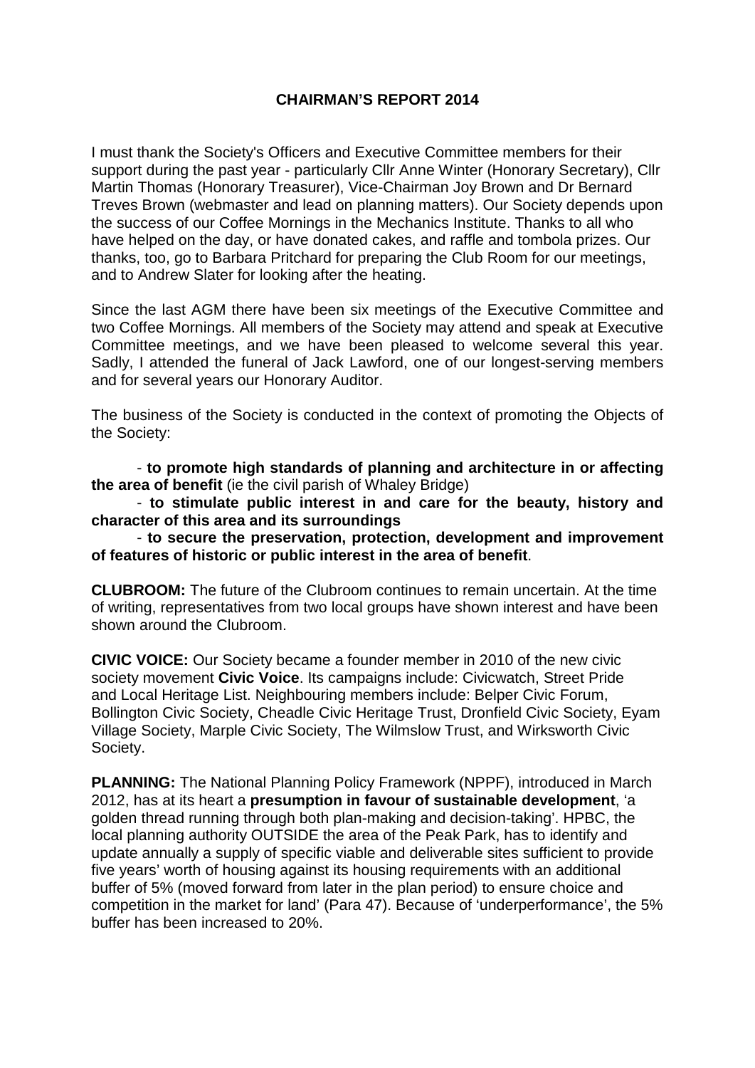# CHAIRMAN'S REPORT 2014

I must thank the Society's Officers and Executive Committee members for their support during the past year - particularly Cllr Anne Winter (Honorary Secretary), Cllr Martin Thomas (Honorary Treasurer), Vice-Chairman Joy Brown and Dr Bernard Treves Brown (webmaster and lead on planning matters). Our Society depends upon the success of our Coffee Mornings in the Mechanics Institute. Thanks to all who have helped on the day, or have donated cakes, and raffle and tombola prizes. Our thanks, too, go to Barbara Pritchard for preparing the Club Room for our meetings, and to Andrew Slater for looking after the heating.

Since the last AGM there have been six meetings of the Executive Committee and two Coffee Mornings. All members of the Society may attend and speak at Executive Committee meetings, and we have been pleased to welcome several this year. Sadly, I attended the funeral of Jack Lawford, one of our longest-serving members and for several years our Honorary Auditor.

The business of the Society is conducted in the context of promoting the Objects of the Society:

- **to promote high standards of planning and architecture in or affecting the area of benefit** (ie the civil parish of Whaley Bridge)
- **to stimulate public interest in and care for the beauty, history and character of this area and its surroundings**
- **to secure the preservation, protection, development and improvement of features of historic or public interest in the area of benefit**.

**CLUBROOM:** The future of the Clubroom continues to remain uncertain. At the time of writing, representatives from two local groups have shown interest and have been shown around the Clubroom.

**CIVIC VOICE:** Our Society became a founder member in 2010 of the new civic society movement **Civic Voice**. Its campaigns include: Civicwatch, Street Pride and Local Heritage List. Neighbouring members include: Belper Civic Forum, Bollington Civic Society, Cheadle Civic Heritage Trust, Dronfield Civic Society, Eyam Village Society, Marple Civic Society, The Wilmslow Trust, and Wirksworth Civic Society.

**PLANNING:** The National Planning Policy Framework (NPPF), introduced in March 2012, has at its heart a **presumption in favour of sustainable development**, 'a golden thread running through both plan-making and decision-taking'. HPBC, the local planning authority OUTSIDE the area of the Peak Park, has to identify and update annually a supply of specific viable and deliverable sites sufficient to provide five years' worth of housing against its housing requirements with an additional buffer of 5% (moved forward from later in the plan period) to ensure choice and competition in the market for land' (Para 47). Because of 'underperformance', the 5% buffer has been increased to 20%.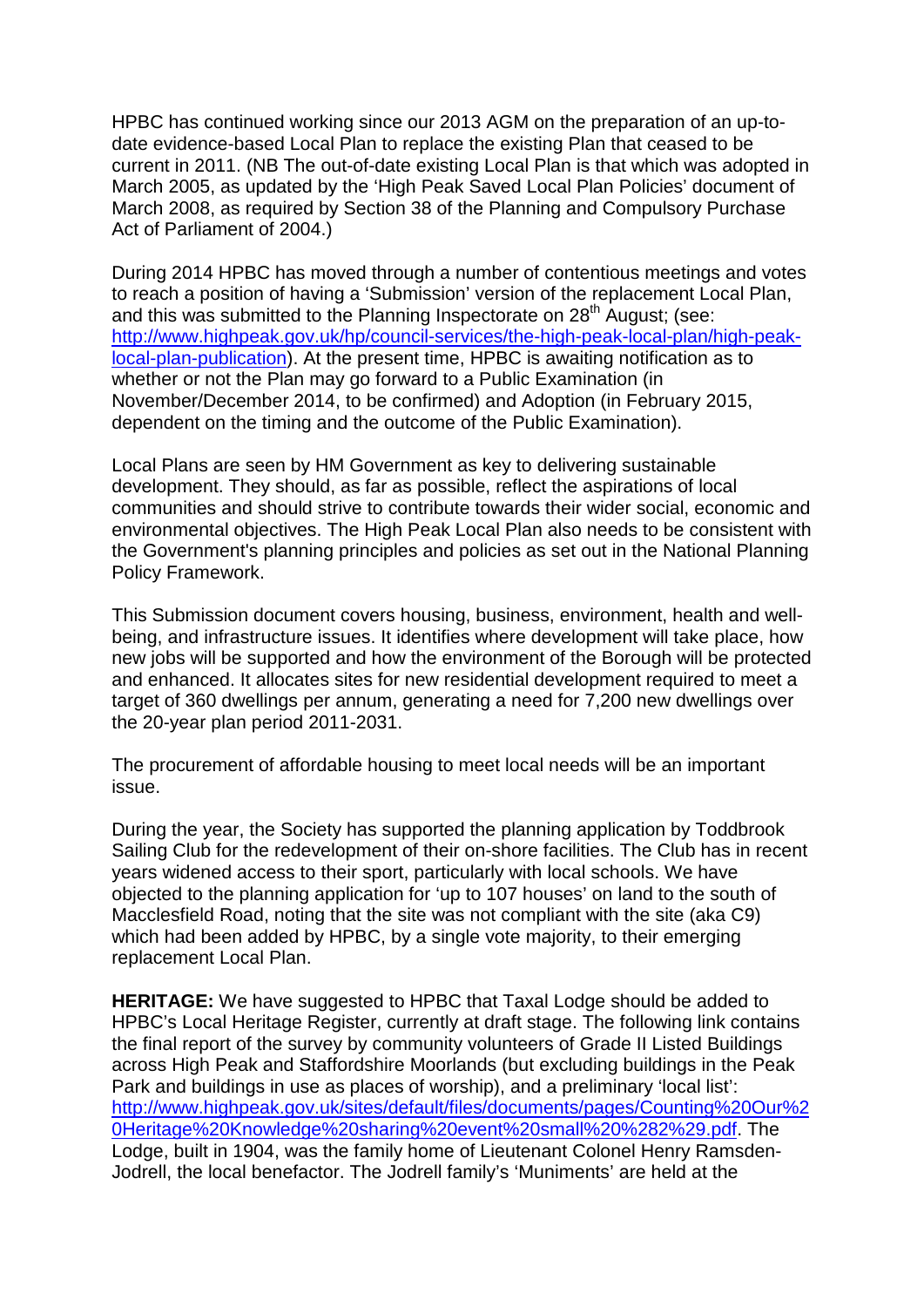HPBC has continued working since our 2013 AGM on the preparation of an up-to-date evidence-based Local Plan to replace the existing Plan that ceased to be current in 2011. (NB The out-of-date existing Local Plan is that which was adopted in March 2005, as updated by the 'High Peak Saved Local Plan Policies' document of March 2008, as required by Section 38 of the Planning and Compulsory Purchase Act of Parliament of 2004.)

During 2014 HPBC has moved through a number of contentious meetings and votes to reach a position of having a 'Submission' version of the replacement Local Plan, and this was submitted to the Planning Inspectorate on 28th August; (see: [http://www.highpeak.gov.uk/hp/council-services/the-high-peak-local-plan/high-peak-local-plan-publication](http://www.highpeak.gov.uk/hp/council-services/the-high-peak-local-plan/high-peak-local-plan-publication)). At the present time, HPBC is awaiting notification as to whether or not the Plan may go forward to a Public Examination (in November/December 2014, to be confirmed) and Adoption (in February 2015, dependent on the timing and the outcome of the Public Examination).

Local Plans are seen by HM Government as key to delivering sustainable development. They should, as far as possible, reflect the aspirations of local communities and should strive to contribute towards their wider social, economic and environmental objectives. The High Peak Local Plan also needs to be consistent with the Government's planning principles and policies as set out in the National Planning Policy Framework.

This Submission document covers housing, business, environment, health and well-being, and infrastructure issues. It identifies where development will take place, how new jobs will be supported and how the environment of the Borough will be protected and enhanced. It allocates sites for new residential development required to meet a target of 360 dwellings per annum, generating a need for 7,200 new dwellings over the 20-year plan period 2011-2031.

The procurement of affordable housing to meet local needs will be an important issue.

During the year, the Society has supported the planning application by Toddbrook Sailing Club for the redevelopment of their on-shore facilities. The Club has in recent years widened access to their sport, particularly with local schools. We have objected to the planning application for 'up to 107 houses' on land to the south of Macclesfield Road, noting that the site was not compliant with the site (aka C9) which had been added by HPBC, by a single vote majority, to their emerging replacement Local Plan.

**HERITAGE:** We have suggested to HPBC that Taxal Lodge should be added to HPBC's Local Heritage Register, currently at draft stage. The following link contains the final report of the survey by community volunteers of Grade II Listed Buildings across High Peak and Staffordshire Moorlands (but excluding buildings in the Peak Park and buildings in use as places of worship), and a preliminary 'local list': [http://www.highpeak.gov.uk/sites/default/files/documents/pages/Counting%20Our%20Heritage%20Knowledge%20sharing%20event%20small%20%282%29.pdf](http://www.highpeak.gov.uk/sites/default/files/documents/pages/Counting%20Our%20Heritage%20Knowledge%20sharing%20event%20small%20%282%29.pdf). The Lodge, built in 1904, was the family home of Lieutenant Colonel Henry Ramsden-Jodrell, the local benefactor. The Jodrell family's 'Muniments' are held at the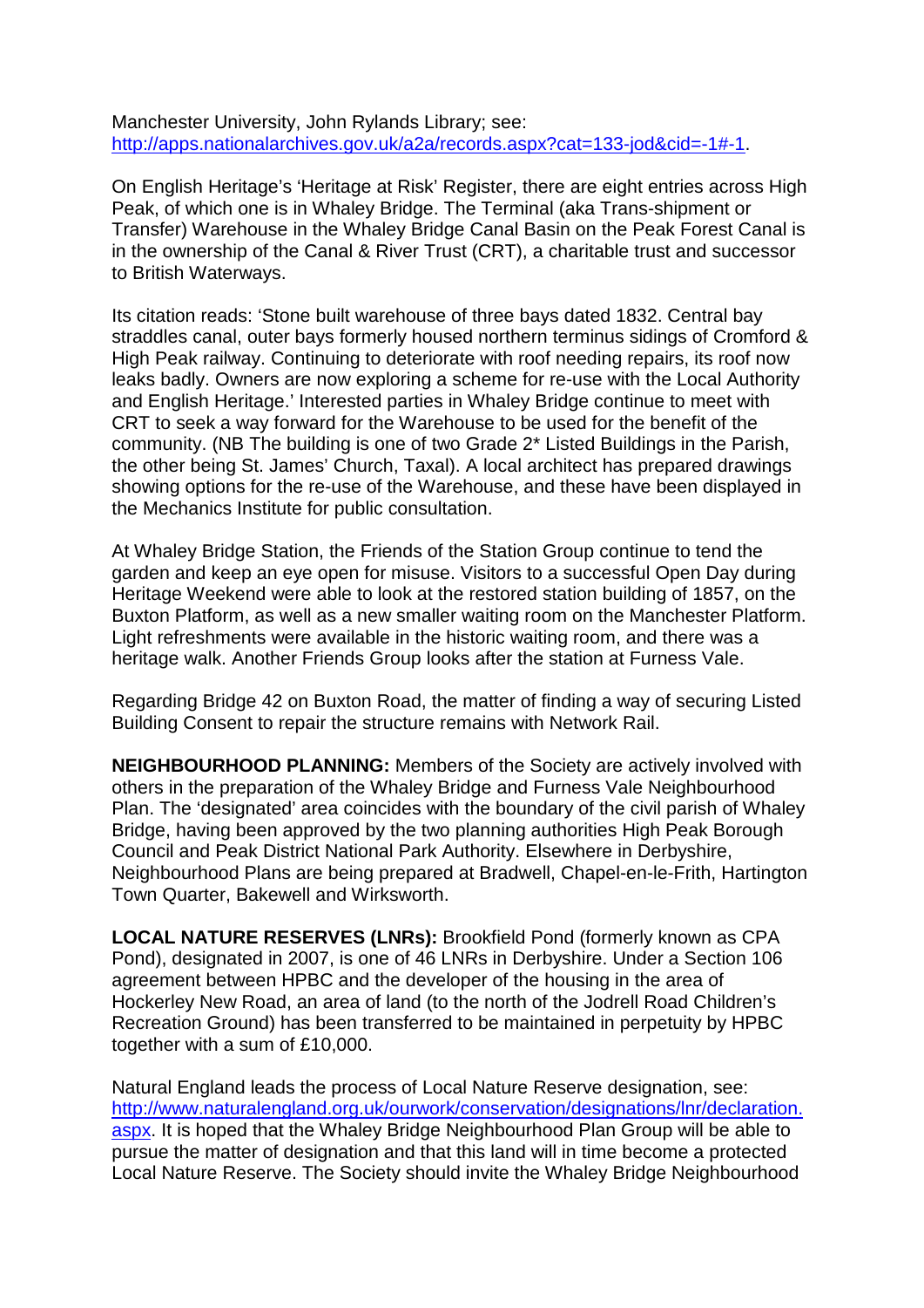Manchester University, John Rylands Library; see: [http://apps.nationalarchives.gov.uk/a2a/records.aspx?cat=133-jod&cid=-1#-1](http://apps.nationalarchives.gov.uk/a2a/records.aspx?cat=133-jod&cid=-1#-1).

On English Heritage's 'Heritage at Risk' Register, there are eight entries across High Peak, of which one is in Whaley Bridge. The Terminal (aka Trans-shipment or Transfer) Warehouse in the Whaley Bridge Canal Basin on the Peak Forest Canal is in the ownership of the Canal & River Trust (CRT), a charitable trust and successor to British Waterways.

Its citation reads: 'Stone built warehouse of three bays dated 1832. Central bay straddles canal, outer bays formerly housed northern terminus sidings of Cromford & High Peak railway. Continuing to deteriorate with roof needing repairs, its roof now leaks badly. Owners are now exploring a scheme for re-use with the Local Authority and English Heritage.' Interested parties in Whaley Bridge continue to meet with CRT to seek a way forward for the Warehouse to be used for the benefit of the community. (NB The building is one of two Grade 2* Listed Buildings in the Parish, the other being St. James' Church, Taxal). A local architect has prepared drawings showing options for the re-use of the Warehouse, and these have been displayed in the Mechanics Institute for public consultation.

At Whaley Bridge Station, the Friends of the Station Group continue to tend the garden and keep an eye open for misuse. Visitors to a successful Open Day during Heritage Weekend were able to look at the restored station building of 1857, on the Buxton Platform, as well as a new smaller waiting room on the Manchester Platform. Light refreshments were available in the historic waiting room, and there was a heritage walk. Another Friends Group looks after the station at Furness Vale.

Regarding Bridge 42 on Buxton Road, the matter of finding a way of securing Listed Building Consent to repair the structure remains with Network Rail.

**NEIGHBOURHOOD PLANNING:** Members of the Society are actively involved with others in the preparation of the Whaley Bridge and Furness Vale Neighbourhood Plan. The 'designated' area coincides with the boundary of the civil parish of Whaley Bridge, having been approved by the two planning authorities High Peak Borough Council and Peak District National Park Authority. Elsewhere in Derbyshire, Neighbourhood Plans are being prepared at Bradwell, Chapel-en-le-Frith, Hartington Town Quarter, Bakewell and Wirksworth.

**LOCAL NATURE RESERVES (LNRs):** Brookfield Pond (formerly known as CPA Pond), designated in 2007, is one of 46 LNRs in Derbyshire. Under a Section 106 agreement between HPBC and the developer of the housing in the area of Hockerley New Road, an area of land (to the north of the Jodrell Road Children's Recreation Ground) has been transferred to be maintained in perpetuity by HPBC together with a sum of £10,000.

Natural England leads the process of Local Nature Reserve designation, see: [http://www.naturalengland.org.uk/ourwork/conservation/designations/lnr/declaration.aspx](http://www.naturalengland.org.uk/ourwork/conservation/designations/lnr/declaration.aspx). It is hoped that the Whaley Bridge Neighbourhood Plan Group will be able to pursue the matter of designation and that this land will in time become a protected Local Nature Reserve. The Society should invite the Whaley Bridge Neighbourhood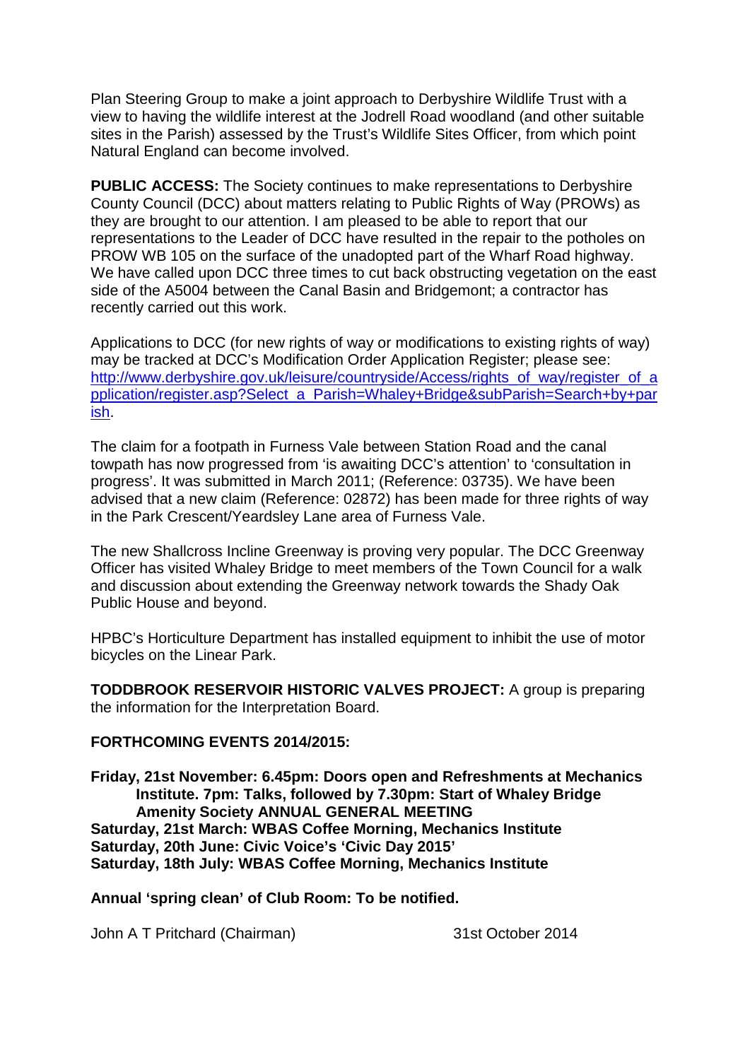Plan Steering Group to make a joint approach to Derbyshire Wildlife Trust with a view to having the wildlife interest at the Jodrell Road woodland (and other suitable sites in the Parish) assessed by the Trust's Wildlife Sites Officer, from which point Natural England can become involved.

**PUBLIC ACCESS:** The Society continues to make representations to Derbyshire County Council (DCC) about matters relating to Public Rights of Way (PROWs) as they are brought to our attention. I am pleased to be able to report that our representations to the Leader of DCC have resulted in the repair to the potholes on PROW WB 105 on the surface of the unadopted part of the Wharf Road highway. We have called upon DCC three times to cut back obstructing vegetation on the east side of the A5004 between the Canal Basin and Bridgemont; a contractor has recently carried out this work.

Applications to DCC (for new rights of way or modifications to existing rights of way) may be tracked at DCC's Modification Order Application Register; please see: [http://www.derbyshire.gov.uk/leisure/countryside/Access/rights_of_way/register_of_application/register.asp?Select_a_Parish=Whaley+Bridge&subParish=Search+by+parish](http://www.derbyshire.gov.uk/leisure/countryside/Access/rights_of_way/register_of_application/register.asp?Select_a_Parish=Whaley+Bridge&subParish=Search+by+parish).

The claim for a footpath in Furness Vale between Station Road and the canal towpath has now progressed from 'is awaiting DCC's attention' to 'consultation in progress'. It was submitted in March 2011; (Reference: 03735). We have been advised that a new claim (Reference: 02872) has been made for three rights of way in the Park Crescent/Yeardsley Lane area of Furness Vale.

The new Shallcross Incline Greenway is proving very popular. The DCC Greenway Officer has visited Whaley Bridge to meet members of the Town Council for a walk and discussion about extending the Greenway network towards the Shady Oak Public House and beyond.

HPBC's Horticulture Department has installed equipment to inhibit the use of motor bicycles on the Linear Park.

**TODDBROOK RESERVOIR HISTORIC VALVES PROJECT:** A group is preparing the information for the Interpretation Board.

**FORTHCOMING EVENTS 2014/2015:**

**Friday, 21st November: 6.45pm: Doors open and Refreshments at Mechanics Institute. 7pm: Talks, followed by 7.30pm: Start of Whaley Bridge Amenity Society ANNUAL GENERAL MEETING**
**Saturday, 21st March: WBAS Coffee Morning, Mechanics Institute**
**Saturday, 20th June: Civic Voice's 'Civic Day 2015'**
**Saturday, 18th July: WBAS Coffee Morning, Mechanics Institute**

**Annual 'spring clean' of Club Room: To be notified.**

John A T Pritchard (Chairman) 31st October 2014